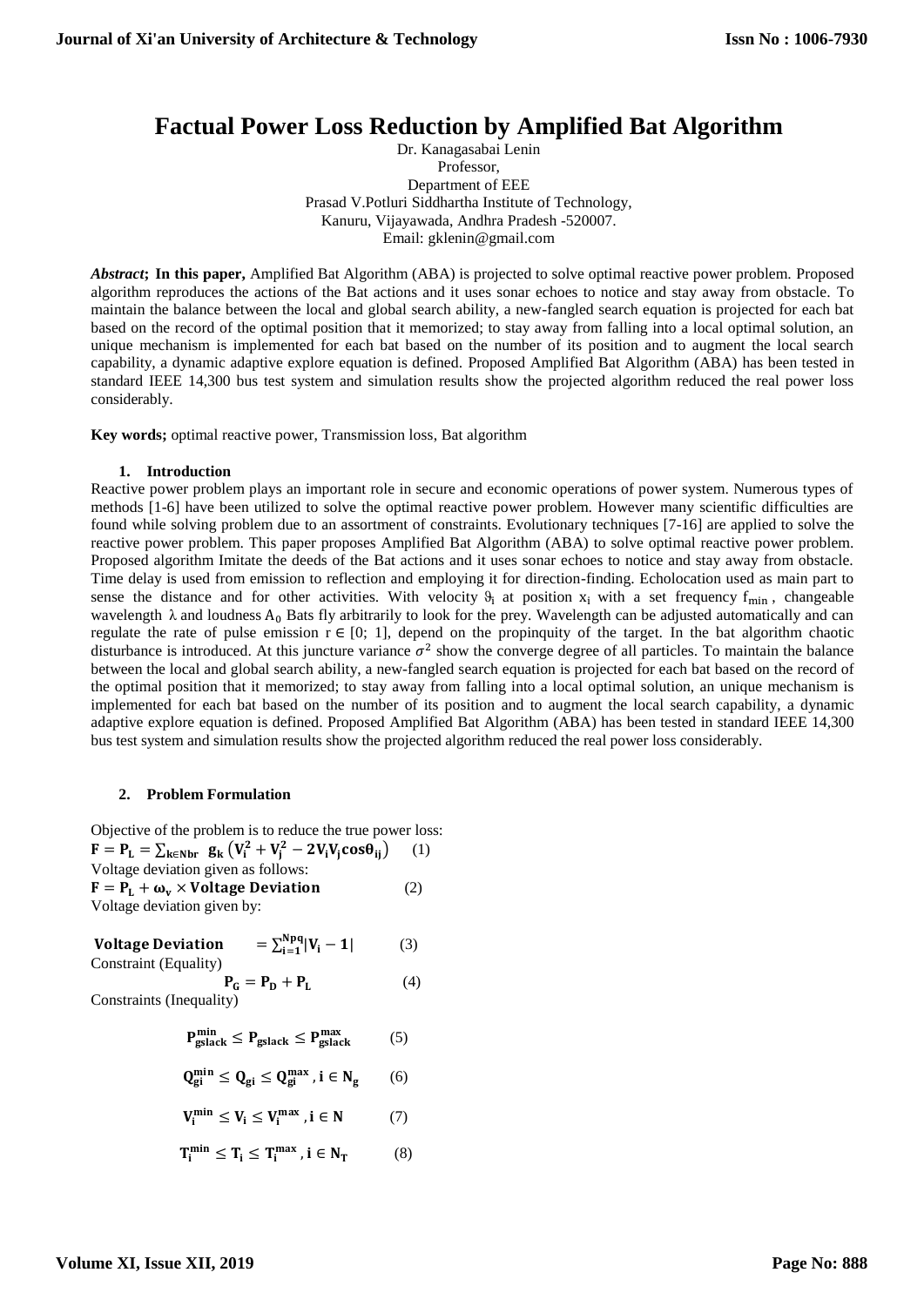# Factual Power Loss Reduction by Amplified Bat Algorithm

Dr. Kanagasabai Lenin
Professor,
Department of EEE
Prasad V.Potluri Siddhartha Institute of Technology,
Kanuru, Vijayawada, Andhra Pradesh -520007.
Email: gklenin@gmail.com

***Abstract*; In this paper,** Amplified Bat Algorithm (ABA) is projected to solve optimal reactive power problem. Proposed algorithm reproduces the actions of the Bat actions and it uses sonar echoes to notice and stay away from obstacle. To maintain the balance between the local and global search ability, a new-fangled search equation is projected for each bat based on the record of the optimal position that it memorized; to stay away from falling into a local optimal solution, an unique mechanism is implemented for each bat based on the number of its position and to augment the local search capability, a dynamic adaptive explore equation is defined. Proposed Amplified Bat Algorithm (ABA) has been tested in standard IEEE 14,300 bus test system and simulation results show the projected algorithm reduced the real power loss considerably.

**Key words;** optimal reactive power, Transmission loss, Bat algorithm

## 1. Introduction

Reactive power problem plays an important role in secure and economic operations of power system. Numerous types of methods [1-6] have been utilized to solve the optimal reactive power problem. However many scientific difficulties are found while solving problem due to an assortment of constraints. Evolutionary techniques [7-16] are applied to solve the reactive power problem. This paper proposes Amplified Bat Algorithm (ABA) to solve optimal reactive power problem. Proposed algorithm Imitate the deeds of the Bat actions and it uses sonar echoes to notice and stay away from obstacle. Time delay is used from emission to reflection and employing it for direction-finding. Echolocation used as main part to sense the distance and for other activities. With velocity $\vartheta_i$ at position $x_i$ with a set frequency $f_{min}$, changeable wavelength $\lambda$ and loudness $A_0$ Bats fly arbitrarily to look for the prey. Wavelength can be adjusted automatically and can regulate the rate of pulse emission $r \in [0; 1]$, depend on the propinquity of the target. In the bat algorithm chaotic disturbance is introduced. At this juncture variance $\sigma^2$ show the converge degree of all particles. To maintain the balance between the local and global search ability, a new-fangled search equation is projected for each bat based on the record of the optimal position that it memorized; to stay away from falling into a local optimal solution, an unique mechanism is implemented for each bat based on the number of its position and to augment the local search capability, a dynamic adaptive explore equation is defined. Proposed Amplified Bat Algorithm (ABA) has been tested in standard IEEE 14,300 bus test system and simulation results show the projected algorithm reduced the real power loss considerably.

## 2. Problem Formulation

Objective of the problem is to reduce the true power loss:

$$\mathbf{F} = \mathbf{P_L} = \sum_{k \in Nbr} \mathbf{g_k}\left(\mathbf{V_i^2} + \mathbf{V_j^2} - 2\mathbf{V_i}\mathbf{V_j}\cos\boldsymbol{\theta_{ij}}\right) \quad (1)$$

Voltage deviation given as follows:

$$\mathbf{F} = \mathbf{P_L} + \boldsymbol{\omega_v} \times \textbf{Voltage Deviation} \quad (2)$$

Voltage deviation given by:

$$\textbf{Voltage Deviation} = \sum_{i=1}^{Npq} |\mathbf{V_i} - \mathbf{1}| \quad (3)$$

Constraint (Equality)

$$\mathbf{P_G} = \mathbf{P_D} + \mathbf{P_L} \quad (4)$$

Constraints (Inequality)

$$\mathbf{P_{gslack}^{min}} \leq \mathbf{P_{gslack}} \leq \mathbf{P_{gslack}^{max}} \quad (5)$$

$$\mathbf{Q_{gi}^{min}} \leq \mathbf{Q_{gi}} \leq \mathbf{Q_{gi}^{max}}, \mathbf{i} \in \mathbf{N_g} \quad (6)$$

$$\mathbf{V_i^{min}} \leq \mathbf{V_i} \leq \mathbf{V_i^{max}}, \mathbf{i} \in \mathbf{N} \quad (7)$$

$$\mathbf{T_i^{min}} \leq \mathbf{T_i} \leq \mathbf{T_i^{max}}, \mathbf{i} \in \mathbf{N_T} \quad (8)$$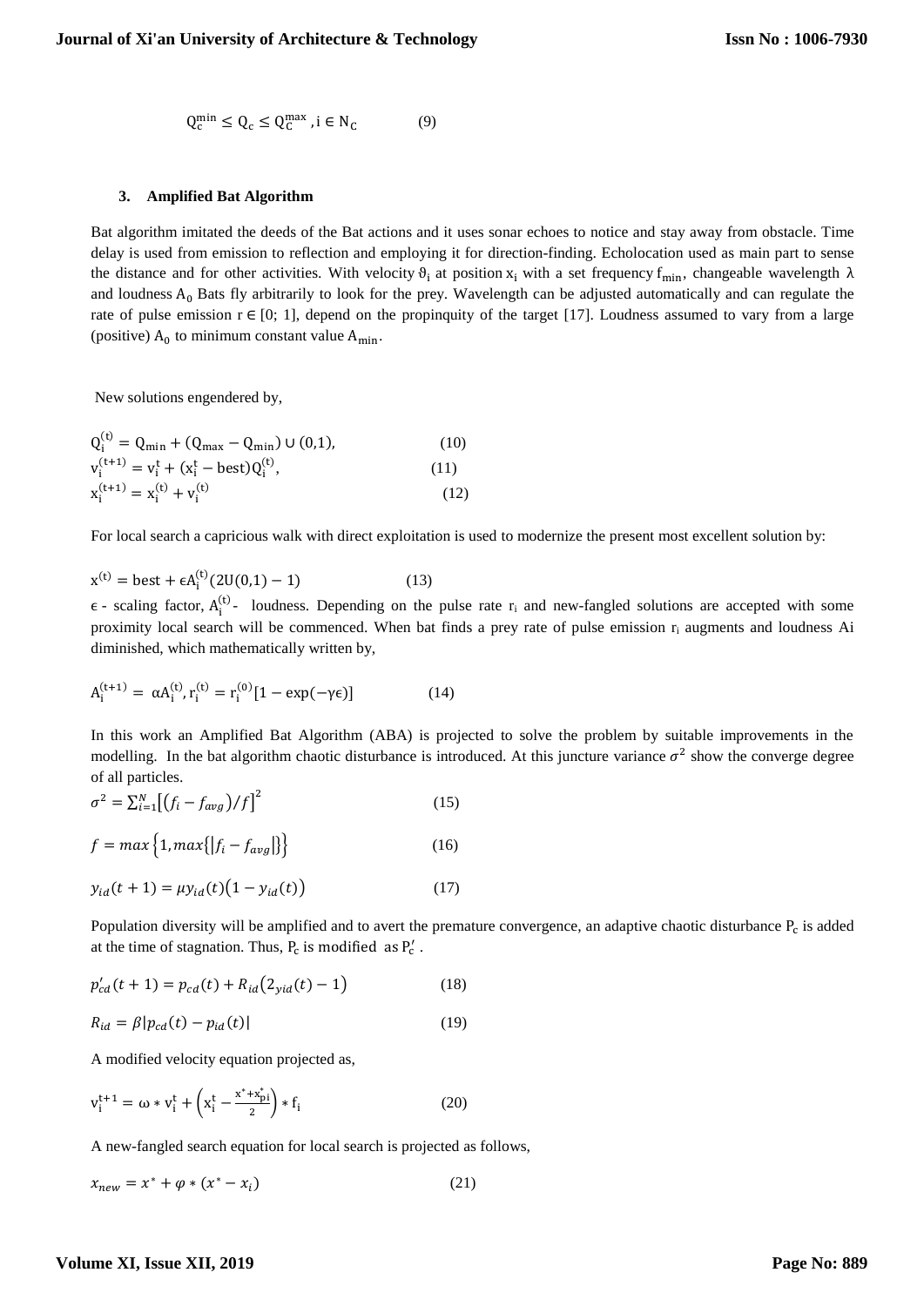$$Q_c^{min} \leq Q_c \leq Q_C^{max}, i \in N_C \quad (9)$$

## 3. Amplified Bat Algorithm

Bat algorithm imitated the deeds of the Bat actions and it uses sonar echoes to notice and stay away from obstacle. Time delay is used from emission to reflection and employing it for direction-finding. Echolocation used as main part to sense the distance and for other activities. With velocity $\vartheta_i$ at position $x_i$ with a set frequency $f_{min}$, changeable wavelength $\lambda$ and loudness $A_0$ Bats fly arbitrarily to look for the prey. Wavelength can be adjusted automatically and can regulate the rate of pulse emission $r \in [0; 1]$, depend on the propinquity of the target [17]. Loudness assumed to vary from a large (positive) $A_0$ to minimum constant value $A_{min}$.

New solutions engendered by,

$$Q_i^{(t)} = Q_{min} + (Q_{max} - Q_{min}) \cup (0,1), \quad (10)$$

$$v_i^{(t+1)} = v_i^t + (x_i^t - best)Q_i^{(t)}, \quad (11)$$

$$x_i^{(t+1)} = x_i^{(t)} + v_i^{(t)} \quad (12)$$

For local search a capricious walk with direct exploitation is used to modernize the present most excellent solution by:

$$x^{(t)} = best + \epsilon A_i^{(t)}(2U(0,1) - 1) \quad (13)$$

$\epsilon$ - scaling factor, $A_i^{(t)}$ - loudness. Depending on the pulse rate $r_i$ and new-fangled solutions are accepted with some proximity local search will be commenced. When bat finds a prey rate of pulse emission $r_i$ augments and loudness Ai diminished, which mathematically written by,

$$A_i^{(t+1)} = \alpha A_i^{(t)}, r_i^{(t)} = r_i^{(0)}[1 - \exp(-\gamma\epsilon)] \quad (14)$$

In this work an Amplified Bat Algorithm (ABA) is projected to solve the problem by suitable improvements in the modelling. In the bat algorithm chaotic disturbance is introduced. At this juncture variance $\sigma^2$ show the converge degree of all particles.

$$\sigma^2 = \sum_{i=1}^{N} \left[ (f_i - f_{avg})/f \right]^2 \quad (15)$$

$$f = max\left\{1, max\{|f_i - f_{avg}|\}\right\} \quad (16)$$

$$y_{id}(t+1) = \mu y_{id}(t)\left(1 - y_{id}(t)\right) \quad (17)$$

Population diversity will be amplified and to avert the premature convergence, an adaptive chaotic disturbance $P_c$ is added at the time of stagnation. Thus, $P_c$ is modified as $P_c'$.

$$p'_{cd}(t+1) = p_{cd}(t) + R_{id}\left(2_{yid}(t) - 1\right) \quad (18)$$

$$R_{id} = \beta|p_{cd}(t) - p_{id}(t)| \quad (19)$$

A modified velocity equation projected as,

$$v_i^{t+1} = \omega * v_i^t + \left(x_i^t - \frac{x^* + x_{pi}^*}{2}\right) * f_i \quad (20)$$

A new-fangled search equation for local search is projected as follows,

$$x_{new} = x^* + \varphi * (x^* - x_i) \quad (21)$$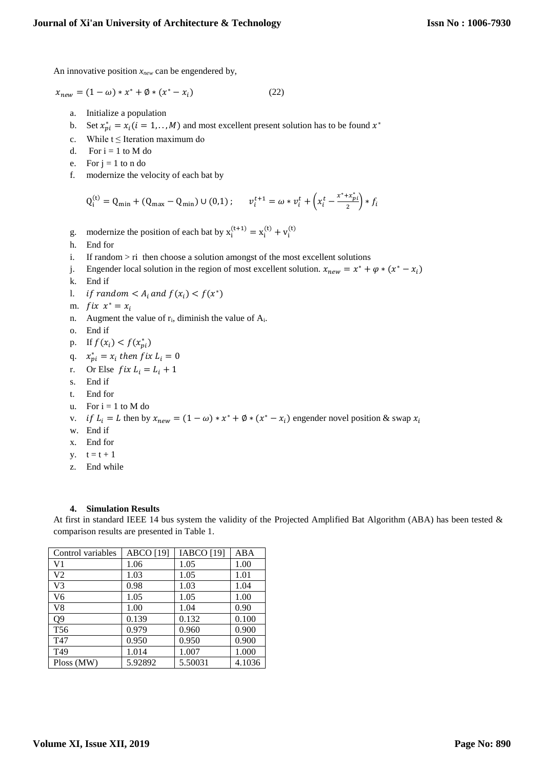An innovative position $x_{new}$ can be engendered by,

$$x_{new} = (1 - \omega) * x^* + \emptyset * (x^* - x_i) \tag{22}$$

a. Initialize a population
b. Set $x_{pi}^* = x_i (i = 1, .., M)$ and most excellent present solution has to be found $x^*$
c. While t ≤ Iteration maximum do
d. For i = 1 to M do
e. For j = 1 to n do
f. modernize the velocity of each bat by

$$Q_i^{(t)} = Q_{min} + (Q_{max} - Q_{min}) \cup (0,1) \, ; \qquad v_i^{t+1} = \omega * v_i^t + \left(x_i^t - \frac{x^* + x_{pi}^*}{2}\right) * f_i$$

g. modernize the position of each bat by $x_i^{(t+1)} = x_i^{(t)} + v_i^{(t)}$
h. End for
i. If random > ri then choose a solution amongst of the most excellent solutions
j. Engender local solution in the region of most excellent solution. $x_{new} = x^* + \varphi * (x^* - x_i)$
k. End if
l. $if\ random < A_i\ and\ f(x_i) < f(x^*)$
m. $fix\ \ x^* = x_i$
n. Augment the value of $r_i$, diminish the value of $A_i$.
o. End if
p. If $f(x_i) < f(x_{pi}^*)$
q. $x_{pi}^* = x_i\ then\ fix\ L_i = 0$
r. Or Else $fix\ L_i = L_i + 1$
s. End if
t. End for
u. For i = 1 to M do
v. $if\ L_i = L$ then by $x_{new} = (1 - \omega) * x^* + \emptyset * (x^* - x_i)$ engender novel position & swap $x_i$
w. End if
x. End for
y. t = t + 1
z. End while

### 4. Simulation Results

At first in standard IEEE 14 bus system the validity of the Projected Amplified Bat Algorithm (ABA) has been tested & comparison results are presented in Table 1.

| Control variables | ABCO [19] | IABCO [19] | ABA |
|---|---|---|---|
| V1 | 1.06 | 1.05 | 1.00 |
| V2 | 1.03 | 1.05 | 1.01 |
| V3 | 0.98 | 1.03 | 1.04 |
| V6 | 1.05 | 1.05 | 1.00 |
| V8 | 1.00 | 1.04 | 0.90 |
| Q9 | 0.139 | 0.132 | 0.100 |
| T56 | 0.979 | 0.960 | 0.900 |
| T47 | 0.950 | 0.950 | 0.900 |
| T49 | 1.014 | 1.007 | 1.000 |
| Ploss (MW) | 5.92892 | 5.50031 | 4.1036 |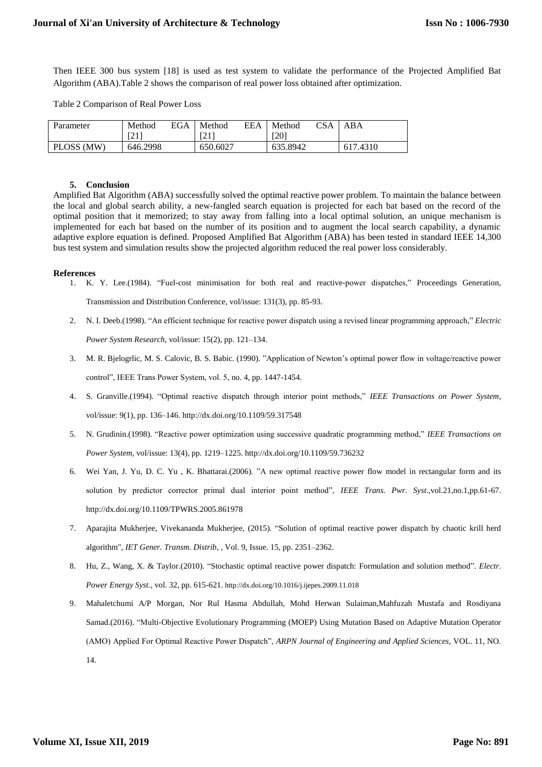Then IEEE 300 bus system [18] is used as test system to validate the performance of the Projected Amplified Bat Algorithm (ABA).Table 2 shows the comparison of real power loss obtained after optimization.

Table 2 Comparison of Real Power Loss

| Parameter | Method EGA [21] | Method EEA [21] | Method CSA [20] | ABA |
| --- | --- | --- | --- | --- |
| PLOSS (MW) | 646.2998 | 650.6027 | 635.8942 | 617.4310 |

## 5. Conclusion

Amplified Bat Algorithm (ABA) successfully solved the optimal reactive power problem. To maintain the balance between the local and global search ability, a new-fangled search equation is projected for each bat based on the record of the optimal position that it memorized; to stay away from falling into a local optimal solution, an unique mechanism is implemented for each bat based on the number of its position and to augment the local search capability, a dynamic adaptive explore equation is defined. Proposed Amplified Bat Algorithm (ABA) has been tested in standard IEEE 14,300 bus test system and simulation results show the projected algorithm reduced the real power loss considerably.

## References

1. K. Y. Lee.(1984). "Fuel-cost minimisation for both real and reactive-power dispatches," Proceedings Generation, Transmission and Distribution Conference, vol/issue: 131(3), pp. 85-93.
2. N. I. Deeb.(1998). "An efficient technique for reactive power dispatch using a revised linear programming approach," *Electric Power System Research*, vol/issue: 15(2), pp. 121–134.
3. M. R. Bjelogrlic, M. S. Calovic, B. S. Babic. (1990). "Application of Newton's optimal power flow in voltage/reactive power control", IEEE Trans Power System, vol. 5, no. 4, pp. 1447-1454.
4. S. Granville.(1994). "Optimal reactive dispatch through interior point methods," *IEEE Transactions on Power System*, vol/issue: 9(1), pp. 136–146. http://dx.doi.org/10.1109/59.317548
5. N. Grudinin.(1998). "Reactive power optimization using successive quadratic programming method," *IEEE Transactions on Power System*, vol/issue: 13(4), pp. 1219–1225. http://dx.doi.org/10.1109/59.736232
6. Wei Yan, J. Yu, D. C. Yu , K. Bhattarai.(2006). "A new optimal reactive power flow model in rectangular form and its solution by predictor corrector primal dual interior point method", *IEEE Trans. Pwr. Syst*.,vol.21,no.1,pp.61-67. http://dx.doi.org/10.1109/TPWRS.2005.861978
7. Aparajita Mukherjee, Vivekananda Mukherjee, (2015). "Solution of optimal reactive power dispatch by chaotic krill herd algorithm", *IET Gener. Transm. Distrib*, , Vol. 9, Issue. 15, pp. 2351–2362.
8. Hu, Z., Wang, X. & Taylor.(2010). "Stochastic optimal reactive power dispatch: Formulation and solution method". *Electr. Power Energy Syst.*, vol. 32, pp. 615-621. http://dx.doi.org/10.1016/j.ijepes.2009.11.018
9. Mahaletchumi A/P Morgan, Nor Rul Hasma Abdullah, Mohd Herwan Sulaiman,Mahfuzah Mustafa and Rosdiyana Samad.(2016). "Multi-Objective Evolutionary Programming (MOEP) Using Mutation Based on Adaptive Mutation Operator (AMO) Applied For Optimal Reactive Power Dispatch", *ARPN Journal of Engineering and Applied Sciences*, VOL. 11, NO. 14.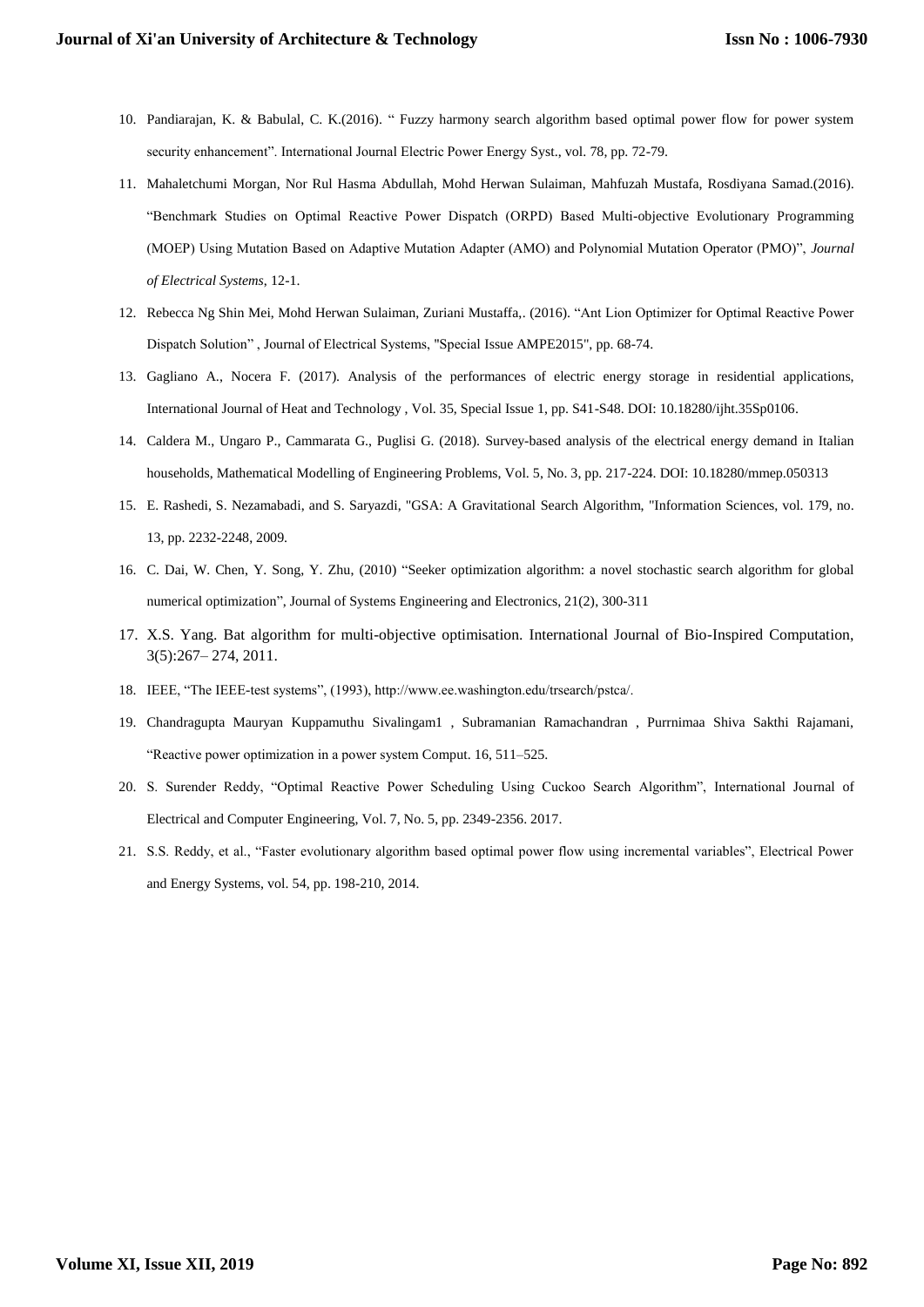10. Pandiarajan, K. & Babulal, C. K.(2016). " Fuzzy harmony search algorithm based optimal power flow for power system security enhancement". International Journal Electric Power Energy Syst., vol. 78, pp. 72-79.
11. Mahaletchumi Morgan, Nor Rul Hasma Abdullah, Mohd Herwan Sulaiman, Mahfuzah Mustafa, Rosdiyana Samad.(2016). "Benchmark Studies on Optimal Reactive Power Dispatch (ORPD) Based Multi-objective Evolutionary Programming (MOEP) Using Mutation Based on Adaptive Mutation Adapter (AMO) and Polynomial Mutation Operator (PMO)", *Journal of Electrical Systems*, 12-1.
12. Rebecca Ng Shin Mei, Mohd Herwan Sulaiman, Zuriani Mustaffa,. (2016). "Ant Lion Optimizer for Optimal Reactive Power Dispatch Solution" , Journal of Electrical Systems, "Special Issue AMPE2015", pp. 68-74.
13. Gagliano A., Nocera F. (2017). Analysis of the performances of electric energy storage in residential applications, International Journal of Heat and Technology , Vol. 35, Special Issue 1, pp. S41-S48. DOI: 10.18280/ijht.35Sp0106.
14. Caldera M., Ungaro P., Cammarata G., Puglisi G. (2018). Survey-based analysis of the electrical energy demand in Italian households, Mathematical Modelling of Engineering Problems, Vol. 5, No. 3, pp. 217-224. DOI: 10.18280/mmep.050313
15. E. Rashedi, S. Nezamabadi, and S. Saryazdi, "GSA: A Gravitational Search Algorithm, "Information Sciences, vol. 179, no. 13, pp. 2232-2248, 2009.
16. C. Dai, W. Chen, Y. Song, Y. Zhu, (2010) "Seeker optimization algorithm: a novel stochastic search algorithm for global numerical optimization", Journal of Systems Engineering and Electronics, 21(2), 300-311
17. X.S. Yang. Bat algorithm for multi-objective optimisation. International Journal of Bio-Inspired Computation, 3(5):267– 274, 2011.
18. IEEE, "The IEEE-test systems", (1993), http://www.ee.washington.edu/trsearch/pstca/.
19. Chandragupta Mauryan Kuppamuthu Sivalingam1 , Subramanian Ramachandran , Purrnimaa Shiva Sakthi Rajamani, "Reactive power optimization in a power system Comput. 16, 511–525.
20. S. Surender Reddy, "Optimal Reactive Power Scheduling Using Cuckoo Search Algorithm", International Journal of Electrical and Computer Engineering, Vol. 7, No. 5, pp. 2349-2356. 2017.
21. S.S. Reddy, et al., "Faster evolutionary algorithm based optimal power flow using incremental variables", Electrical Power and Energy Systems, vol. 54, pp. 198-210, 2014.